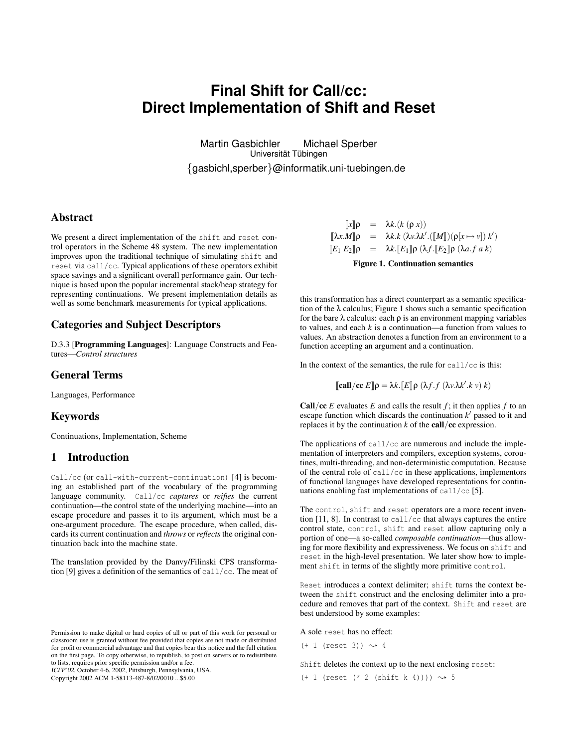# Final Shift for Call/cc: Direct Implementation of Shift and Reset

Martin Gasbichler  Michael Sperber
Universität Tübingen
{gasbichl,sperber}@informatik.uni-tuebingen.de

## Abstract

We present a direct implementation of the `shift` and `reset` control operators in the Scheme 48 system. The new implementation improves upon the traditional technique of simulating `shift` and `reset` via `call/cc`. Typical applications of these operators exhibit space savings and a significant overall performance gain. Our technique is based upon the popular incremental stack/heap strategy for representing continuations. We present implementation details as well as some benchmark measurements for typical applications.

## Categories and Subject Descriptors

D.3.3 [**Programming Languages**]: Language Constructs and Features—*Control structures*

## General Terms

Languages, Performance

## Keywords

Continuations, Implementation, Scheme

## 1 Introduction

`Call/cc` (or `call-with-current-continuation`) [4] is becoming an established part of the vocabulary of the programming language community. `Call/cc` *captures* or *reifies* the current continuation—the control state of the underlying machine—into an escape procedure and passes it to its argument, which must be a one-argument procedure. The escape procedure, when called, discards its current continuation and *throws* or *reflects* the original continuation back into the machine state.

The translation provided by the Danvy/Filinski CPS transformation [9] gives a definition of the semantics of `call/cc`. The meat of this transformation has a direct counterpart as a semantic specification of the λ calculus; Figure 1 shows such a semantic specification for the bare λ calculus: each ρ is an environment mapping variables to values, and each $k$ is a continuation—a function from values to values. An abstraction denotes a function from an environment to a function accepting an argument and a continuation.

$$
\begin{aligned}
[\![x]\!]\rho &= \lambda k.(k\ (\rho\ x)) \\
[\![\lambda x.M]\!]\rho &= \lambda k.k\ (\lambda v.\lambda k'.([\![M]\!])(\rho[x \mapsto v])\ k') \\
[\![E_1\ E_2]\!]\rho &= \lambda k.[\![E_1]\!]\rho\ (\lambda f.[\![E_2]\!]\rho\ (\lambda a.f\ a\ k))
\end{aligned}
$$

**Figure 1. Continuation semantics**

In the context of the semantics, the rule for `call/cc` is this:

$$[\![\mathbf{call/cc}\ E]\!]\rho = \lambda k.[\![E]\!]\rho\ (\lambda f.f\ (\lambda v.\lambda k'.k\ v)\ k)$$

**Call/cc** $E$ evaluates $E$ and calls the result $f$; it then applies $f$ to an escape function which discards the continuation $k'$ passed to it and replaces it by the continuation $k$ of the **call/cc** expression.

The applications of `call/cc` are numerous and include the implementation of interpreters and compilers, exception systems, coroutines, multi-threading, and non-deterministic computation. Because of the central role of `call/cc` in these applications, implementors of functional languages have developed representations for continuations enabling fast implementations of `call/cc` [5].

The `control`, `shift` and `reset` operators are a more recent invention [11, 8]. In contrast to `call/cc` that always captures the entire control state, `control`, `shift` and `reset` allow capturing only a portion of one—a so-called *composable continuation*—thus allowing for more flexibility and expressiveness. We focus on `shift` and `reset` in the high-level presentation. We later show how to implement `shift` in terms of the slightly more primitive `control`.

`Reset` introduces a context delimiter; `shift` turns the context between the `shift` construct and the enclosing delimiter into a procedure and removes that part of the context. `Shift` and `reset` are best understood by some examples:

A sole `reset` has no effect:

```
(+ 1 (reset 3)) ⇝ 4
```

`Shift` deletes the context up to the next enclosing `reset`:

```
(+ 1 (reset (* 2 (shift k 4)))) ⇝ 5
```

Permission to make digital or hard copies of all or part of this work for personal or classroom use is granted without fee provided that copies are not made or distributed for profit or commercial advantage and that copies bear this notice and the full citation on the first page. To copy otherwise, to republish, to post on servers or to redistribute to lists, requires prior specific permission and/or a fee.
*ICFP'02*, October 4-6, 2002, Pittsburgh, Pennsylvania, USA.
Copyright 2002 ACM 1-58113-487-8/02/0010 ...$5.00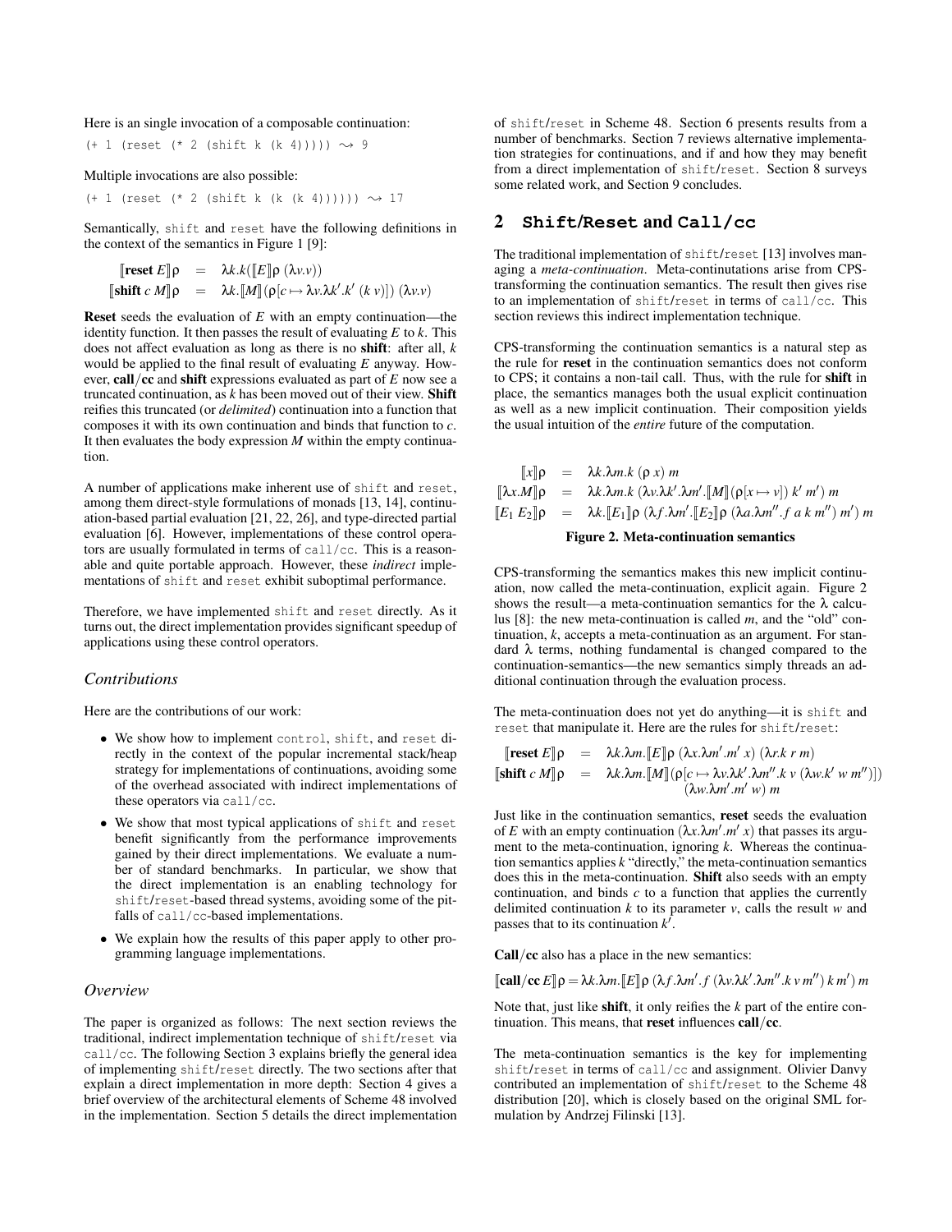Here is an single invocation of a composable continuation:

```
(+ 1 (reset (* 2 (shift k (k 4))))) ⇝ 9
```

Multiple invocations are also possible:

```
(+ 1 (reset (* 2 (shift k (k (k 4)))))) ⇝ 17
```

Semantically, `shift` and `reset` have the following definitions in the context of the semantics in Figure 1 [9]:

$$
\begin{aligned}
[\![\textbf{reset}\ E]\!]\rho &= \lambda k.k([\![E]\!]\rho\ (\lambda v.v)) \\
[\![\textbf{shift}\ c\ M]\!]\rho &= \lambda k.[\![M]\!](\rho[c \mapsto \lambda v.\lambda k'.k'\ (k\ v)])\ (\lambda v.v)
\end{aligned}
$$

**Reset** seeds the evaluation of $E$ with an empty continuation—the identity function. It then passes the result of evaluating $E$ to $k$. This does not affect evaluation as long as there is no **shift**: after all, $k$ would be applied to the final result of evaluating $E$ anyway. However, **call/cc** and **shift** expressions evaluated as part of $E$ now see a truncated continuation, as $k$ has been moved out of their view. **Shift** reifies this truncated (or *delimited*) continuation into a function that composes it with its own continuation and binds that function to $c$. It then evaluates the body expression $M$ within the empty continuation.

A number of applications make inherent use of `shift` and `reset`, among them direct-style formulations of monads [13, 14], continuation-based partial evaluation [21, 22, 26], and type-directed partial evaluation [6]. However, implementations of these control operators are usually formulated in terms of `call/cc`. This is a reasonable and quite portable approach. However, these *indirect* implementations of `shift` and `reset` exhibit suboptimal performance.

Therefore, we have implemented `shift` and `reset` directly. As it turns out, the direct implementation provides significant speedup of applications using these control operators.

### *Contributions*

Here are the contributions of our work:

- We show how to implement `control`, `shift`, and `reset` directly in the context of the popular incremental stack/heap strategy for implementations of continuations, avoiding some of the overhead associated with indirect implementations of these operators via `call/cc`.
- We show that most typical applications of `shift` and `reset` benefit significantly from the performance improvements gained by their direct implementations. We evaluate a number of standard benchmarks. In particular, we show that the direct implementation is an enabling technology for `shift`/`reset`-based thread systems, avoiding some of the pitfalls of `call/cc`-based implementations.
- We explain how the results of this paper apply to other programming language implementations.

### *Overview*

The paper is organized as follows: The next section reviews the traditional, indirect implementation technique of `shift`/`reset` via `call/cc`. The following Section 3 explains briefly the general idea of implementing `shift`/`reset` directly. The two sections after that explain a direct implementation in more depth: Section 4 gives a brief overview of the architectural elements of Scheme 48 involved in the implementation. Section 5 details the direct implementation of `shift`/`reset` in Scheme 48. Section 6 presents results from a number of benchmarks. Section 7 reviews alternative implementation strategies for continuations, and if and how they may benefit from a direct implementation of `shift`/`reset`. Section 8 surveys some related work, and Section 9 concludes.

## 2 Shift/Reset and Call/cc

The traditional implementation of `shift`/`reset` [13] involves managing a *meta-continuation*. Meta-continutations arise from CPS-transforming the continuation semantics. The result then gives rise to an implementation of `shift`/`reset` in terms of `call/cc`. This section reviews this indirect implementation technique.

CPS-transforming the continuation semantics is a natural step as the rule for **reset** in the continuation semantics does not conform to CPS; it contains a non-tail call. Thus, with the rule for **shift** in place, the semantics manages both the usual explicit continuation as well as a new implicit continuation. Their composition yields the usual intuition of the *entire* future of the computation.

$$
\begin{aligned}
[\![x]\!]\rho &= \lambda k.\lambda m.k\ (\rho\ x)\ m \\
[\![\lambda x.M]\!]\rho &= \lambda k.\lambda m.k\ (\lambda v.\lambda k'.\lambda m'.[\![M]\!](\rho[x \mapsto v])\ k'\ m')\ m \\
[\![E_1\ E_2]\!]\rho &= \lambda k.[\![E_1]\!]\rho\ (\lambda f.\lambda m'.[\![E_2]\!]\rho\ (\lambda a.\lambda m''.f\ a\ k\ m'')\ m')\ m
\end{aligned}
$$

**Figure 2. Meta-continuation semantics**

CPS-transforming the semantics makes this new implicit continuation, now called the meta-continuation, explicit again. Figure 2 shows the result—a meta-continuation semantics for the $\lambda$ calculus [8]: the new meta-continuation is called $m$, and the "old" continuation, $k$, accepts a meta-continuation as an argument. For standard $\lambda$ terms, nothing fundamental is changed compared to the continuation-semantics—the new semantics simply threads an additional continuation through the evaluation process.

The meta-continuation does not yet do anything—it is `shift` and `reset` that manipulate it. Here are the rules for `shift`/`reset`:

$$
\begin{aligned}
[\![\textbf{reset}\ E]\!]\rho &= \lambda k.\lambda m.[\![E]\!]\rho\ (\lambda x.\lambda m'.m'\ x)\ (\lambda r.k\ r\ m) \\
[\![\textbf{shift}\ c\ M]\!]\rho &= \lambda k.\lambda m.[\![M]\!](\rho[c \mapsto \lambda v.\lambda k'.\lambda m''.k\ v\ (\lambda w.k'\ w\ m'')]) \\
&\qquad (\lambda w.\lambda m'.m'\ w)\ m
\end{aligned}
$$

Just like in the continuation semantics, **reset** seeds the evaluation of $E$ with an empty continuation $(\lambda x.\lambda m'.m'\ x)$ that passes its argument to the meta-continuation, ignoring $k$. Whereas the continuation semantics applies $k$ "directly," the meta-continuation semantics does this in the meta-continuation. **Shift** also seeds with an empty continuation, and binds $c$ to a function that applies the currently delimited continuation $k$ to its parameter $v$, calls the result $w$ and passes that to its continuation $k'$.

**Call/cc** also has a place in the new semantics:

$$
[\![\textbf{call/cc}\ E]\!]\rho = \lambda k.\lambda m.[\![E]\!]\rho\ (\lambda f.\lambda m'.f\ (\lambda v.\lambda k'.\lambda m''.k\ v\ m'')\ k\ m')\ m
$$

Note that, just like **shift**, it only reifies the $k$ part of the entire continuation. This means, that **reset** influences **call/cc**.

The meta-continuation semantics is the key for implementing `shift`/`reset` in terms of `call/cc` and assignment. Olivier Danvy contributed an implementation of `shift`/`reset` to the Scheme 48 distribution [20], which is closely based on the original SML formulation by Andrzej Filinski [13].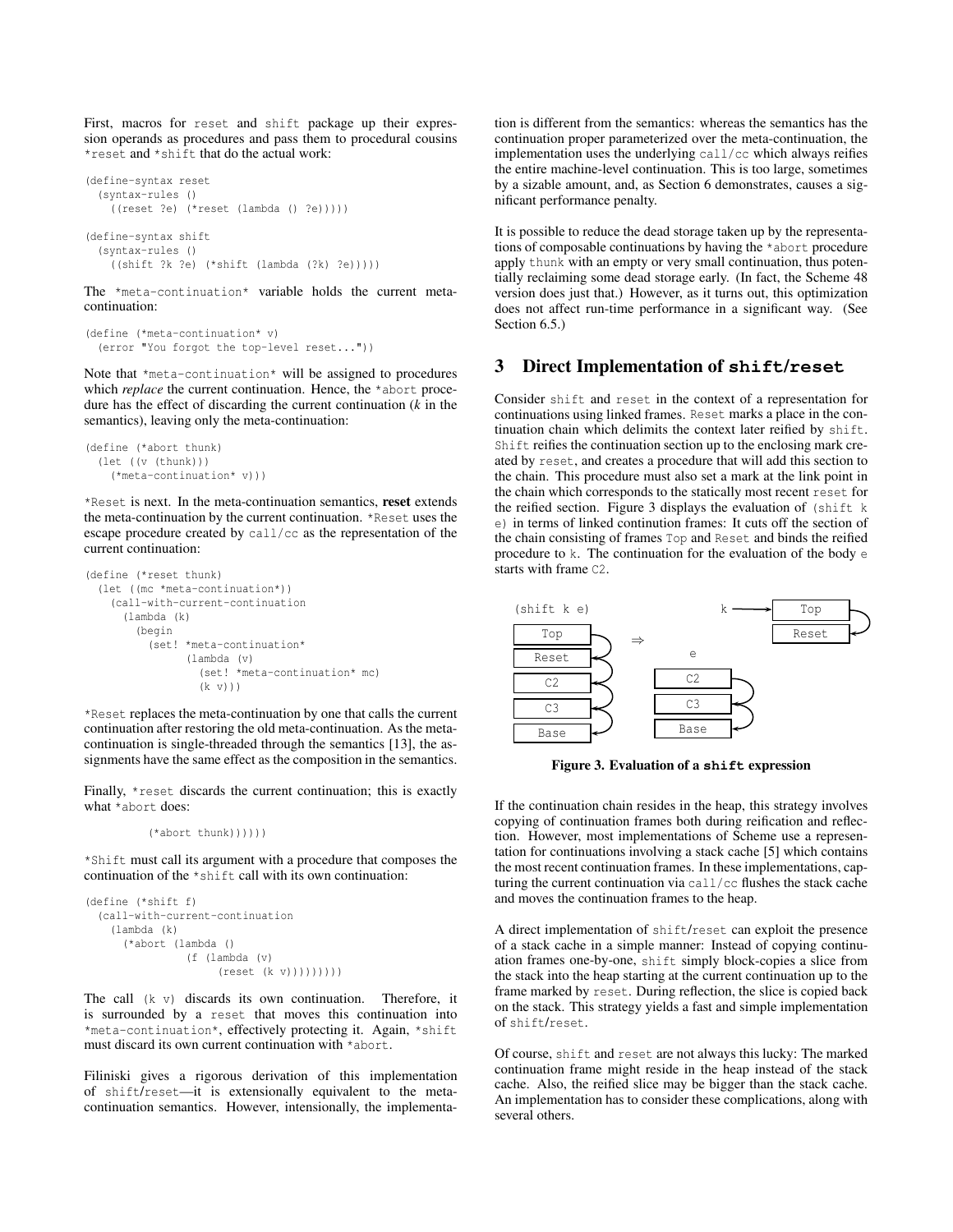First, macros for `reset` and `shift` package up their expression operands as procedures and pass them to procedural cousins `*reset` and `*shift` that do the actual work:

```
(define-syntax reset
  (syntax-rules ()
    ((reset ?e) (*reset (lambda () ?e)))))

(define-syntax shift
  (syntax-rules ()
    ((shift ?k ?e) (*shift (lambda (?k) ?e)))))
```

The `*meta-continuation*` variable holds the current meta-continuation:

```
(define (*meta-continuation* v)
  (error "You forgot the top-level reset..."))
```

Note that `*meta-continuation*` will be assigned to procedures which *replace* the current continuation. Hence, the `*abort` procedure has the effect of discarding the current continuation (*k* in the semantics), leaving only the meta-continuation:

```
(define (*abort thunk)
  (let ((v (thunk)))
    (*meta-continuation* v)))
```

`*Reset` is next. In the meta-continuation semantics, **reset** extends the meta-continuation by the current continuation. `*Reset` uses the escape procedure created by `call/cc` as the representation of the current continuation:

```
(define (*reset thunk)
  (let ((mc *meta-continuation*))
    (call-with-current-continuation
      (lambda (k)
        (begin
          (set! *meta-continuation*
                (lambda (v)
                  (set! *meta-continuation* mc)
                  (k v)))
```

`*Reset` replaces the meta-continuation by one that calls the current continuation after restoring the old meta-continuation. As the meta-continuation is single-threaded through the semantics [13], the assignments have the same effect as the composition in the semantics.

Finally, `*reset` discards the current continuation; this is exactly what `*abort` does:

```
          (*abort thunk))))))
```

`*Shift` must call its argument with a procedure that composes the continuation of the `*shift` call with its own continuation:

```
(define (*shift f)
  (call-with-current-continuation
    (lambda (k)
      (*abort (lambda ()
                (f (lambda (v)
                     (reset (k v)))))))))
```

The call `(k v)` discards its own continuation. Therefore, it is surrounded by a `reset` that moves this continuation into `*meta-continuation*`, effectively protecting it. Again, `*shift` must discard its own current continuation with `*abort`.

Filiniski gives a rigorous derivation of this implementation of `shift`/`reset`—it is extensionally equivalent to the meta-continuation semantics. However, intensionally, the implementation is different from the semantics: whereas the semantics has the continuation proper parameterized over the meta-continuation, the implementation uses the underlying `call/cc` which always reifies the entire machine-level continuation. This is too large, sometimes by a sizable amount, and, as Section 6 demonstrates, causes a significant performance penalty.

It is possible to reduce the dead storage taken up by the representations of composable continuations by having the `*abort` procedure apply `thunk` with an empty or very small continuation, thus potentially reclaiming some dead storage early. (In fact, the Scheme 48 version does just that.) However, as it turns out, this optimization does not affect run-time performance in a significant way. (See Section 6.5.)

## 3 Direct Implementation of `shift`/`reset`

Consider `shift` and `reset` in the context of a representation for continuations using linked frames. `Reset` marks a place in the continuation chain which delimits the context later reified by `shift`. `Shift` reifies the continuation section up to the enclosing mark created by `reset`, and creates a procedure that will add this section to the chain. This procedure must also set a mark at the link point in the chain which corresponds to the statically most recent `reset` for the reified section. Figure 3 displays the evaluation of `(shift k e)` in terms of linked continution frames: It cuts off the section of the chain consisting of frames `Top` and `Reset` and binds the reified procedure to `k`. The continuation for the evaluation of the body `e` starts with frame `C2`.

**Figure 3. Evaluation of a `shift` expression**

If the continuation chain resides in the heap, this strategy involves copying of continuation frames both during reification and reflection. However, most implementations of Scheme use a representation for continuations involving a stack cache [5] which contains the most recent continuation frames. In these implementations, capturing the current continuation via `call/cc` flushes the stack cache and moves the continuation frames to the heap.

A direct implementation of `shift`/`reset` can exploit the presence of a stack cache in a simple manner: Instead of copying continuation frames one-by-one, `shift` simply block-copies a slice from the stack into the heap starting at the current continuation up to the frame marked by `reset`. During reflection, the slice is copied back on the stack. This strategy yields a fast and simple implementation of `shift`/`reset`.

Of course, `shift` and `reset` are not always this lucky: The marked continuation frame might reside in the heap instead of the stack cache. Also, the reified slice may be bigger than the stack cache. An implementation has to consider these complications, along with several others.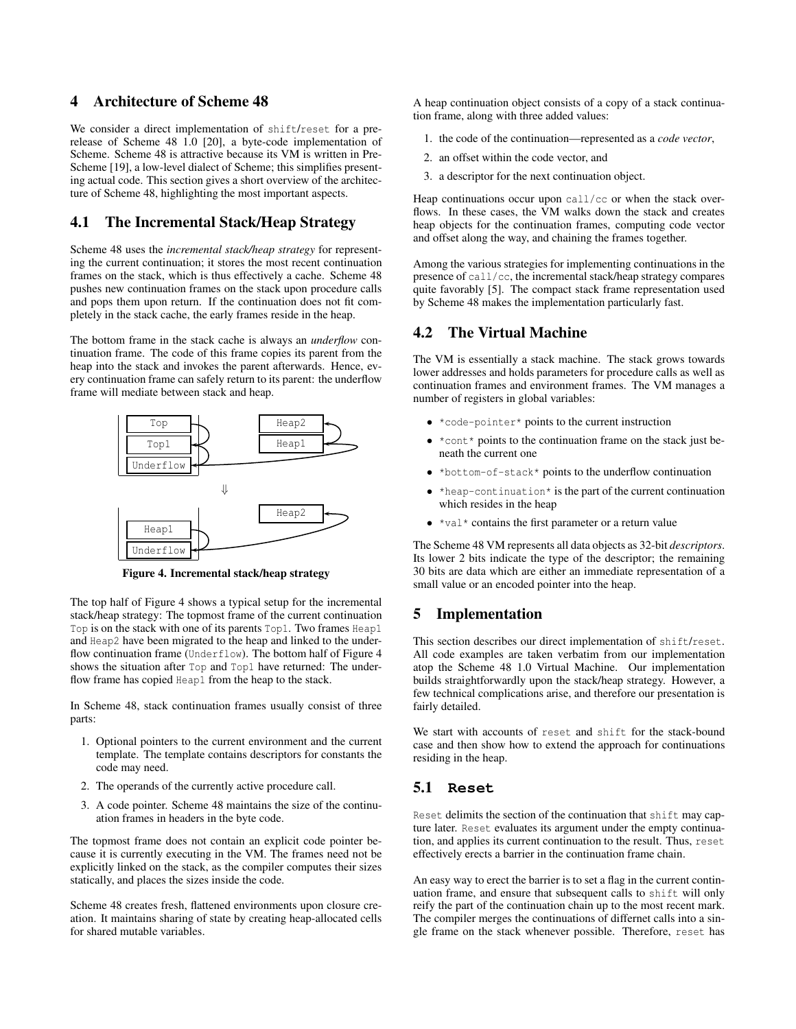# 4 Architecture of Scheme 48

We consider a direct implementation of `shift`/`reset` for a prerelease of Scheme 48 1.0 [20], a byte-code implementation of Scheme. Scheme 48 is attractive because its VM is written in Pre-Scheme [19], a low-level dialect of Scheme; this simplifies presenting actual code. This section gives a short overview of the architecture of Scheme 48, highlighting the most important aspects.

## 4.1 The Incremental Stack/Heap Strategy

Scheme 48 uses the *incremental stack/heap strategy* for representing the current continuation; it stores the most recent continuation frames on the stack, which is thus effectively a cache. Scheme 48 pushes new continuation frames on the stack upon procedure calls and pops them upon return. If the continuation does not fit completely in the stack cache, the early frames reside in the heap.

The bottom frame in the stack cache is always an *underflow* continuation frame. The code of this frame copies its parent from the heap into the stack and invokes the parent afterwards. Hence, every continuation frame can safely return to its parent: the underflow frame will mediate between stack and heap.

**Figure 4. Incremental stack/heap strategy**

The top half of Figure 4 shows a typical setup for the incremental stack/heap strategy: The topmost frame of the current continuation `Top` is on the stack with one of its parents `Top1`. Two frames `Heap1` and `Heap2` have been migrated to the heap and linked to the underflow continuation frame (`Underflow`). The bottom half of Figure 4 shows the situation after `Top` and `Top1` have returned: The underflow frame has copied `Heap1` from the heap to the stack.

In Scheme 48, stack continuation frames usually consist of three parts:

1. Optional pointers to the current environment and the current template. The template contains descriptors for constants the code may need.
2. The operands of the currently active procedure call.
3. A code pointer. Scheme 48 maintains the size of the continuation frames in headers in the byte code.

The topmost frame does not contain an explicit code pointer because it is currently executing in the VM. The frames need not be explicitly linked on the stack, as the compiler computes their sizes statically, and places the sizes inside the code.

Scheme 48 creates fresh, flattened environments upon closure creation. It maintains sharing of state by creating heap-allocated cells for shared mutable variables.

A heap continuation object consists of a copy of a stack continuation frame, along with three added values:

1. the code of the continuation—represented as a *code vector*,
2. an offset within the code vector, and
3. a descriptor for the next continuation object.

Heap continuations occur upon `call/cc` or when the stack overflows. In these cases, the VM walks down the stack and creates heap objects for the continuation frames, computing code vector and offset along the way, and chaining the frames together.

Among the various strategies for implementing continuations in the presence of `call/cc`, the incremental stack/heap strategy compares quite favorably [5]. The compact stack frame representation used by Scheme 48 makes the implementation particularly fast.

## 4.2 The Virtual Machine

The VM is essentially a stack machine. The stack grows towards lower addresses and holds parameters for procedure calls as well as continuation frames and environment frames. The VM manages a number of registers in global variables:

- `*code-pointer*` points to the current instruction
- `*cont*` points to the continuation frame on the stack just beneath the current one
- `*bottom-of-stack*` points to the underflow continuation
- `*heap-continuation*` is the part of the current continuation which resides in the heap
- `*val*` contains the first parameter or a return value

The Scheme 48 VM represents all data objects as 32-bit *descriptors*. Its lower 2 bits indicate the type of the descriptor; the remaining 30 bits are data which are either an immediate representation of a small value or an encoded pointer into the heap.

# 5 Implementation

This section describes our direct implementation of `shift`/`reset`. All code examples are taken verbatim from our implementation atop the Scheme 48 1.0 Virtual Machine. Our implementation builds straightforwardly upon the stack/heap strategy. However, a few technical complications arise, and therefore our presentation is fairly detailed.

We start with accounts of `reset` and `shift` for the stack-bound case and then show how to extend the approach for continuations residing in the heap.

## 5.1 Reset

`Reset` delimits the section of the continuation that `shift` may capture later. `Reset` evaluates its argument under the empty continuation, and applies its current continuation to the result. Thus, `reset` effectively erects a barrier in the continuation frame chain.

An easy way to erect the barrier is to set a flag in the current continuation frame, and ensure that subsequent calls to `shift` will only reify the part of the continuation chain up to the most recent mark. The compiler merges the continuations of differnet calls into a single frame on the stack whenever possible. Therefore, `reset` has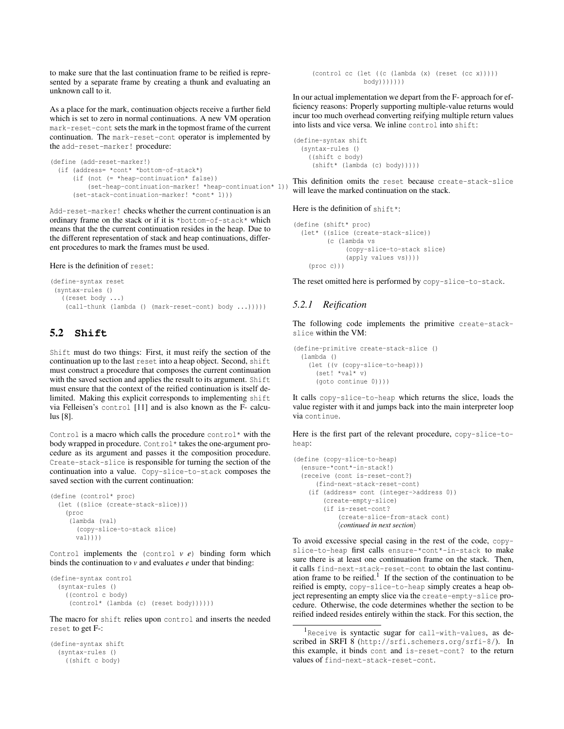to make sure that the last continuation frame to be reified is represented by a separate frame by creating a thunk and evaluating an unknown call to it.

As a place for the mark, continuation objects receive a further field which is set to zero in normal continuations. A new VM operation `mark-reset-cont` sets the mark in the topmost frame of the current continuation. The `mark-reset-cont` operator is implemented by the `add-reset-marker!` procedure:

```
(define (add-reset-marker!)
  (if (address= *cont* *bottom-of-stack*)
      (if (not (= *heap-continuation* false))
          (set-heap-continuation-marker! *heap-continuation* 1))
      (set-stack-continuation-marker! *cont* 1)))
```

`Add-reset-marker!` checks whether the current continuation is an ordinary frame on the stack or if it is `*bottom-of-stack*` which means that the the current continuation resides in the heap. Due to the different representation of stack and heap continuations, different procedures to mark the frames must be used.

Here is the definition of `reset`:

```
(define-syntax reset
 (syntax-rules ()
   ((reset body ...)
    (call-thunk (lambda () (mark-reset-cont) body ...)))))
```

## 5.2 Shift

`Shift` must do two things: First, it must reify the section of the continuation up to the last `reset` into a heap object. Second, `shift` must construct a procedure that composes the current continuation with the saved section and applies the result to its argument. `Shift` must ensure that the context of the reified continuation is itself delimited. Making this explicit corresponds to implementing `shift` via Felleisen's `control` [11] and is also known as the F- calculus [8].

`Control` is a macro which calls the procedure `control*` with the body wrapped in procedure. `Control*` takes the one-argument procedure as its argument and passes it the composition procedure. `Create-stack-slice` is responsible for turning the section of the continuation into a value. `Copy-slice-to-stack` composes the saved section with the current continuation:

```
(define (control* proc)
  (let ((slice (create-stack-slice)))
    (proc
     (lambda (val)
       (copy-slice-to-stack slice)
       val))))
```

`Control` implements the `(control` *v e*`)` binding form which binds the continuation to *v* and evaluates *e* under that binding:

```
(define-syntax control
  (syntax-rules ()
    ((control c body)
     (control* (lambda (c) (reset body))))))
```

The macro for `shift` relies upon `control` and inserts the needed `reset` to get F-:

```
(define-syntax shift
  (syntax-rules ()
    ((shift c body)
     (control cc (let ((c (lambda (x) (reset (cc x)))))
                   body)))))))
```

In our actual implementation we depart from the F- approach for efficiency reasons: Properly supporting multiple-value returns would incur too much overhead converting reifying multiple return values into lists and vice versa. We inline `control` into `shift`:

```
(define-syntax shift
  (syntax-rules ()
    ((shift c body)
     (shift* (lambda (c) body)))))
```

This definition omits the `reset` because `create-stack-slice` will leave the marked continuation on the stack.

Here is the definition of `shift*`:

```
(define (shift* proc)
  (let* ((slice (create-stack-slice))
         (c (lambda vs
              (copy-slice-to-stack slice)
              (apply values vs))))
    (proc c)))
```

The reset omitted here is performed by `copy-slice-to-stack`.

### 5.2.1 Reification

The following code implements the primitive `create-stack-slice` within the VM:

```
(define-primitive create-stack-slice ()
  (lambda ()
    (let ((v (copy-slice-to-heap)))
      (set! *val* v)
      (goto continue 0))))
```

It calls `copy-slice-to-heap` which returns the slice, loads the value register with it and jumps back into the main interpreter loop via `continue`.

Here is the first part of the relevant procedure, `copy-slice-to-heap`:

```
(define (copy-slice-to-heap)
  (ensure-*cont*-in-stack!)
  (receive (cont is-reset-cont?)
      (find-next-stack-reset-cont)
    (if (address= cont (integer->address 0))
        (create-empty-slice)
        (if is-reset-cont?
            (create-slice-from-stack cont)
            ⟨continued in next section⟩
```

To avoid excessive special casing in the rest of the code, `copy-slice-to-heap` first calls `ensure-*cont*-in-stack` to make sure there is at least one continuation frame on the stack. Then, it calls `find-next-stack-reset-cont` to obtain the last continuation frame to be reified.[1] If the section of the continuation to be reified is empty, `copy-slice-to-heap` simply creates a heap object representing an empty slice via the `create-empty-slice` procedure. Otherwise, the code determines whether the section to be reified indeed resides entirely within the stack. For this section, the

---

[1] `Receive` is syntactic sugar for `call-with-values`, as described in SRFI 8 (http://srfi.schemers.org/srfi-8/). In this example, it binds `cont` and `is-reset-cont?` to the return values of `find-next-stack-reset-cont`.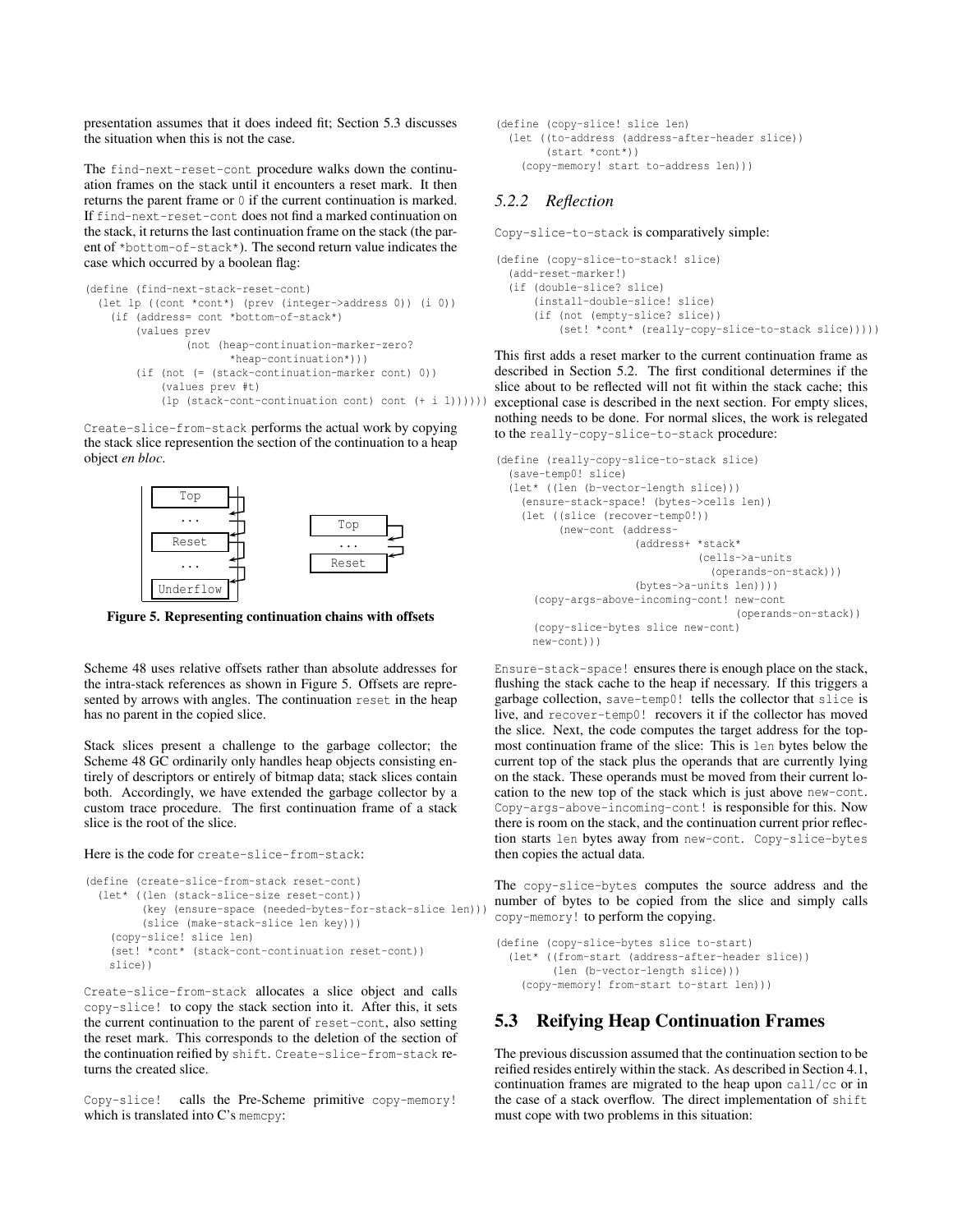presentation assumes that it does indeed fit; Section 5.3 discusses the situation when this is not the case.

The `find-next-reset-cont` procedure walks down the continuation frames on the stack until it encounters a reset mark. It then returns the parent frame or `0` if the current continuation is marked. If `find-next-reset-cont` does not find a marked continuation on the stack, it returns the last continuation frame on the stack (the parent of `*bottom-of-stack*`). The second return value indicates the case which occurred by a boolean flag:

```
(define (find-next-stack-reset-cont)
  (let lp ((cont *cont*) (prev (integer->address 0)) (i 0))
    (if (address= cont *bottom-of-stack*)
        (values prev
                (not (heap-continuation-marker-zero?
                      *heap-continuation*)))
        (if (not (= (stack-continuation-marker cont) 0))
            (values prev #t)
            (lp (stack-cont-continuation cont) cont (+ i 1))))))
```

`Create-slice-from-stack` performs the actual work by copying the stack slice represention the section of the continuation to a heap object *en bloc*.

**Figure 5. Representing continuation chains with offsets**

Scheme 48 uses relative offsets rather than absolute addresses for the intra-stack references as shown in Figure 5. Offsets are represented by arrows with angles. The continuation `reset` in the heap has no parent in the copied slice.

Stack slices present a challenge to the garbage collector; the Scheme 48 GC ordinarily only handles heap objects consisting entirely of descriptors or entirely of bitmap data; stack slices contain both. Accordingly, we have extended the garbage collector by a custom trace procedure. The first continuation frame of a stack slice is the root of the slice.

Here is the code for `create-slice-from-stack`:

```
(define (create-slice-from-stack reset-cont)
  (let* ((len (stack-slice-size reset-cont))
         (key (ensure-space (needed-bytes-for-stack-slice len)))
         (slice (make-stack-slice len key)))
    (copy-slice! slice len)
    (set! *cont* (stack-cont-continuation reset-cont))
    slice))
```

`Create-slice-from-stack` allocates a slice object and calls `copy-slice!` to copy the stack section into it. After this, it sets the current continuation to the parent of `reset-cont`, also setting the reset mark. This corresponds to the deletion of the section of the continuation reified by `shift`. `Create-slice-from-stack` returns the created slice.

`Copy-slice!` calls the Pre-Scheme primitive `copy-memory!` which is translated into C's `memcpy`:

```
(define (copy-slice! slice len)
  (let ((to-address (address-after-header slice))
        (start *cont*))
    (copy-memory! start to-address len)))
```

### 5.2.2 *Reflection*

`Copy-slice-to-stack` is comparatively simple:

```
(define (copy-slice-to-stack! slice)
  (add-reset-marker!)
  (if (double-slice? slice)
      (install-double-slice! slice)
      (if (not (empty-slice? slice))
          (set! *cont* (really-copy-slice-to-stack slice)))))
```

This first adds a reset marker to the current continuation frame as described in Section 5.2. The first conditional determines if the slice about to be reflected will not fit within the stack cache; this exceptional case is described in the next section. For empty slices, nothing needs to be done. For normal slices, the work is relegated to the `really-copy-slice-to-stack` procedure:

```
(define (really-copy-slice-to-stack slice)
  (save-temp0! slice)
  (let* ((len (b-vector-length slice)))
    (ensure-stack-space! (bytes->cells len))
    (let ((slice (recover-temp0!))
          (new-cont (address-
                     (address+ *stack*
                               (cells->a-units
                                 (operands-on-stack)))
                     (bytes->a-units len))))
      (copy-args-above-incoming-cont! new-cont
                                      (operands-on-stack))
      (copy-slice-bytes slice new-cont)
      new-cont)))
```

`Ensure-stack-space!` ensures there is enough place on the stack, flushing the stack cache to the heap if necessary. If this triggers a garbage collection, `save-temp0!` tells the collector that `slice` is live, and `recover-temp0!` recovers it if the collector has moved the slice. Next, the code computes the target address for the topmost continuation frame of the slice: This is `len` bytes below the current top of the stack plus the operands that are currently lying on the stack. These operands must be moved from their current location to the new top of the stack which is just above `new-cont`. `Copy-args-above-incoming-cont!` is responsible for this. Now there is room on the stack, and the continuation current prior reflection starts `len` bytes away from `new-cont`. `Copy-slice-bytes` then copies the actual data.

The `copy-slice-bytes` computes the source address and the number of bytes to be copied from the slice and simply calls `copy-memory!` to perform the copying.

```
(define (copy-slice-bytes slice to-start)
  (let* ((from-start (address-after-header slice))
         (len (b-vector-length slice)))
    (copy-memory! from-start to-start len)))
```

## 5.3 Reifying Heap Continuation Frames

The previous discussion assumed that the continuation section to be reified resides entirely within the stack. As described in Section 4.1, continuation frames are migrated to the heap upon `call/cc` or in the case of a stack overflow. The direct implementation of `shift` must cope with two problems in this situation: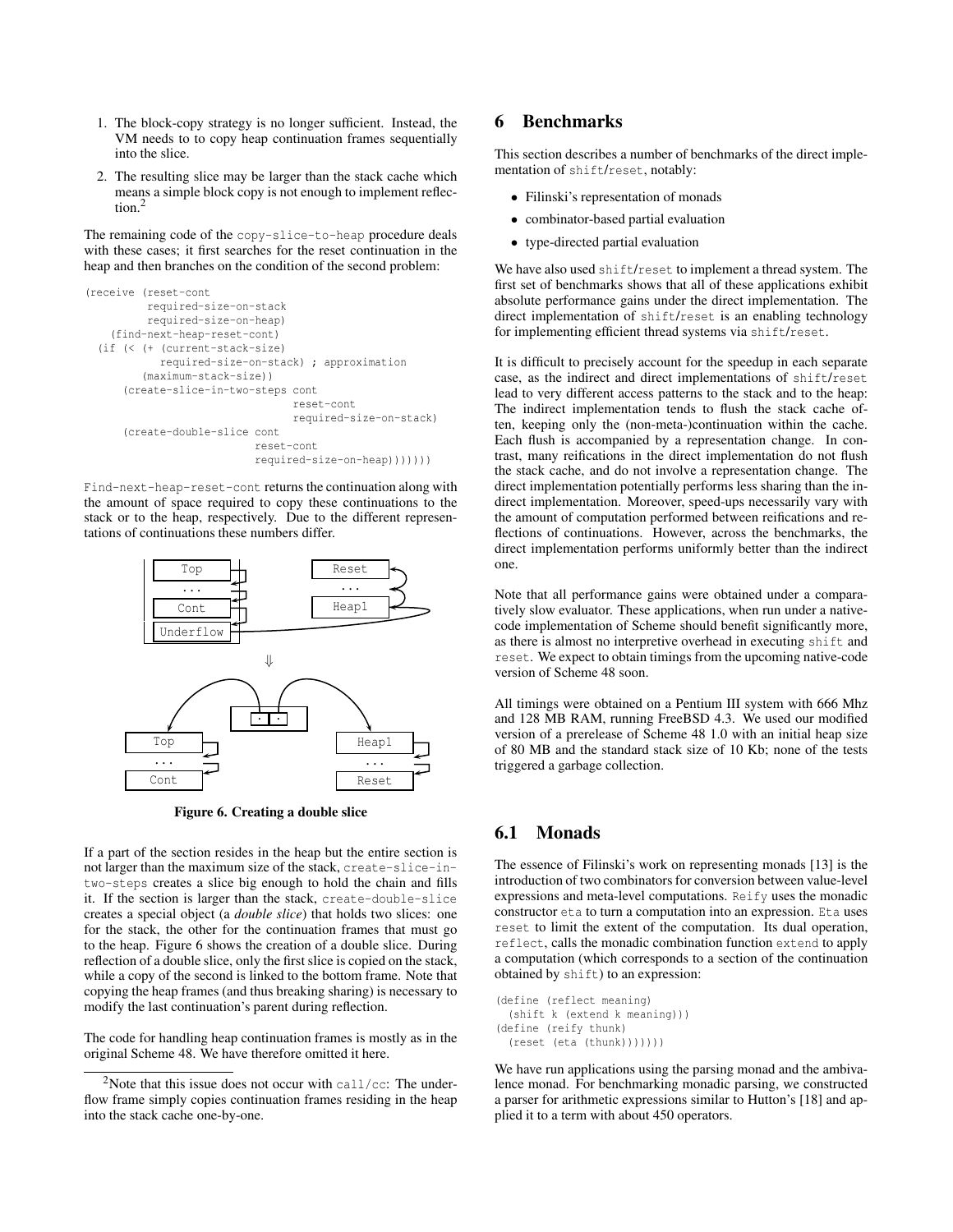1. The block-copy strategy is no longer sufficient. Instead, the VM needs to to copy heap continuation frames sequentially into the slice.
2. The resulting slice may be larger than the stack cache which means a simple block copy is not enough to implement reflection.[2]

The remaining code of the `copy-slice-to-heap` procedure deals with these cases; it first searches for the reset continuation in the heap and then branches on the condition of the second problem:

```
(receive (reset-cont
          required-size-on-stack
          required-size-on-heap)
    (find-next-heap-reset-cont)
  (if (< (+ (current-stack-size)
            required-size-on-stack) ; approximation
         (maximum-stack-size))
      (create-slice-in-two-steps cont
                                 reset-cont
                                 required-size-on-stack)
      (create-double-slice cont
                           reset-cont
                           required-size-on-heap)))))))
```

`Find-next-heap-reset-cont` returns the continuation along with the amount of space required to copy these continuations to the stack or to the heap, respectively. Due to the different representations of continuations these numbers differ.

**Figure 6. Creating a double slice**

If a part of the section resides in the heap but the entire section is not larger than the maximum size of the stack, `create-slice-in-two-steps` creates a slice big enough to hold the chain and fills it. If the section is larger than the stack, `create-double-slice` creates a special object (a *double slice*) that holds two slices: one for the stack, the other for the continuation frames that must go to the heap. Figure 6 shows the creation of a double slice. During reflection of a double slice, only the first slice is copied on the stack, while a copy of the second is linked to the bottom frame. Note that copying the heap frames (and thus breaking sharing) is necessary to modify the last continuation's parent during reflection.

The code for handling heap continuation frames is mostly as in the original Scheme 48. We have therefore omitted it here.

[2]Note that this issue does not occur with `call/cc`: The underflow frame simply copies continuation frames residing in the heap into the stack cache one-by-one.

# 6 Benchmarks

This section describes a number of benchmarks of the direct implementation of `shift`/`reset`, notably:

- Filinski's representation of monads
- combinator-based partial evaluation
- type-directed partial evaluation

We have also used `shift`/`reset` to implement a thread system. The first set of benchmarks shows that all of these applications exhibit absolute performance gains under the direct implementation. The direct implementation of `shift`/`reset` is an enabling technology for implementing efficient thread systems via `shift`/`reset`.

It is difficult to precisely account for the speedup in each separate case, as the indirect and direct implementations of `shift`/`reset` lead to very different access patterns to the stack and to the heap: The indirect implementation tends to flush the stack cache often, keeping only the (non-meta-)continuation within the cache. Each flush is accompanied by a representation change. In contrast, many reifications in the direct implementation do not flush the stack cache, and do not involve a representation change. The direct implementation potentially performs less sharing than the indirect implementation. Moreover, speed-ups necessarily vary with the amount of computation performed between reifications and reflections of continuations. However, across the benchmarks, the direct implementation performs uniformly better than the indirect one.

Note that all performance gains were obtained under a comparatively slow evaluator. These applications, when run under a native-code implementation of Scheme should benefit significantly more, as there is almost no interpretive overhead in executing `shift` and `reset`. We expect to obtain timings from the upcoming native-code version of Scheme 48 soon.

All timings were obtained on a Pentium III system with 666 Mhz and 128 MB RAM, running FreeBSD 4.3. We used our modified version of a prerelease of Scheme 48 1.0 with an initial heap size of 80 MB and the standard stack size of 10 Kb; none of the tests triggered a garbage collection.

## 6.1 Monads

The essence of Filinski's work on representing monads [13] is the introduction of two combinators for conversion between value-level expressions and meta-level computations. `Reify` uses the monadic constructor `eta` to turn a computation into an expression. `Eta` uses `reset` to limit the extent of the computation. Its dual operation, `reflect`, calls the monadic combination function `extend` to apply a computation (which corresponds to a section of the continuation obtained by `shift`) to an expression:

```
(define (reflect meaning)
  (shift k (extend k meaning)))
(define (reify thunk)
  (reset (eta (thunk)))))))
```

We have run applications using the parsing monad and the ambivalence monad. For benchmarking monadic parsing, we constructed a parser for arithmetic expressions similar to Hutton's [18] and applied it to a term with about 450 operators.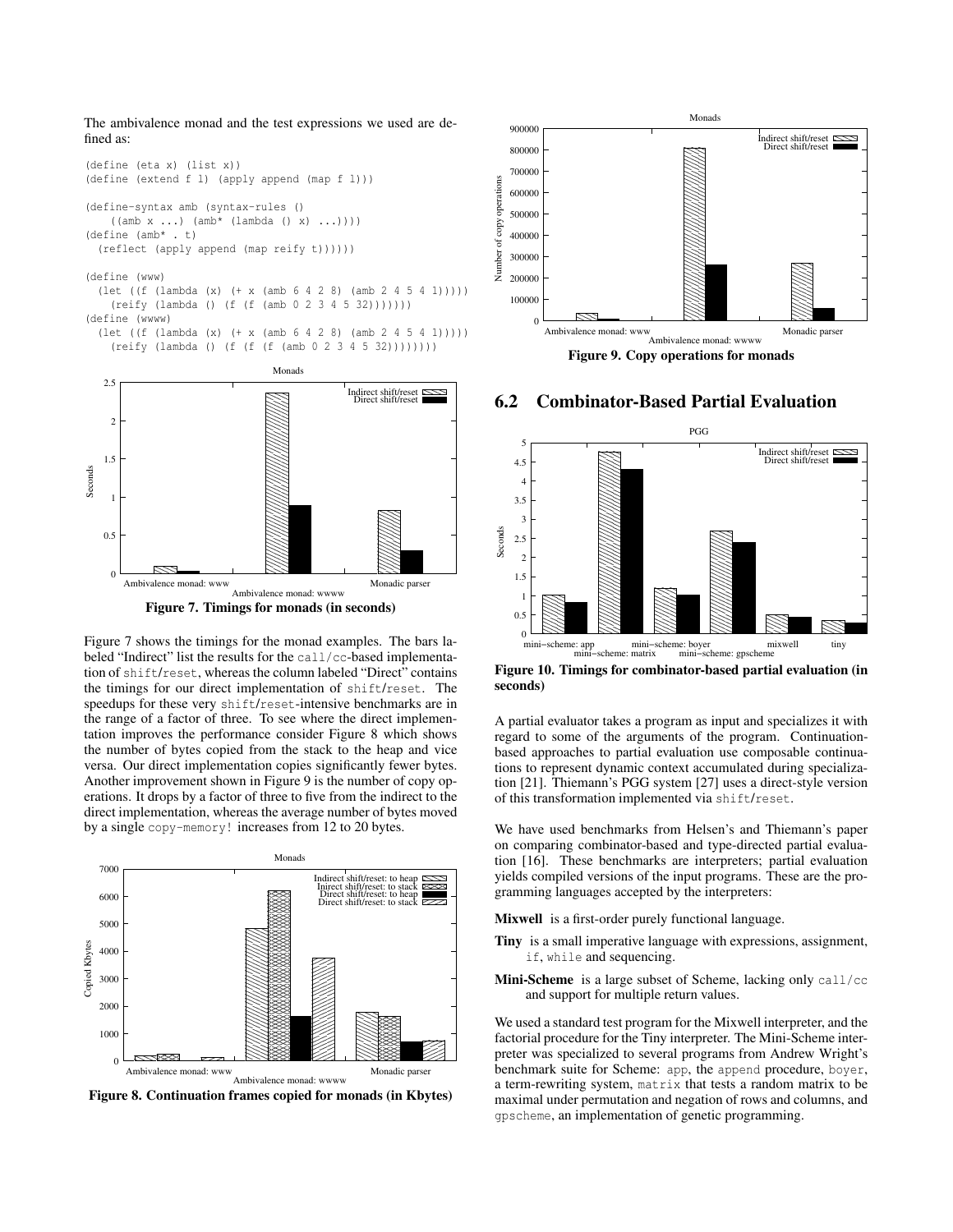The ambivalence monad and the test expressions we used are defined as:

```
(define (eta x) (list x))
(define (extend f l) (apply append (map f l)))

(define-syntax amb (syntax-rules ()
    ((amb x ...) (amb* (lambda () x) ...))))
(define (amb* . t)
  (reflect (apply append (map reify t))))

(define (www)
  (let ((f (lambda (x) (+ x (amb 6 4 2 8) (amb 2 4 5 4 1)))))
    (reify (lambda () (f (f (amb 0 2 3 4 5 32)))))))
(define (wwww)
  (let ((f (lambda (x) (+ x (amb 6 4 2 8) (amb 2 4 5 4 1)))))
    (reify (lambda () (f (f (f (amb 0 2 3 4 5 32))))))))
```

**Figure 7. Timings for monads (in seconds)**

Figure 7 shows the timings for the monad examples. The bars labeled "Indirect" list the results for the `call/cc`-based implementation of `shift`/`reset`, whereas the column labeled "Direct" contains the timings for our direct implementation of `shift`/`reset`. The speedups for these very `shift`/`reset`-intensive benchmarks are in the range of a factor of three. To see where the direct implementation improves the performance consider Figure 8 which shows the number of bytes copied from the stack to the heap and vice versa. Our direct implementation copies significantly fewer bytes. Another improvement shown in Figure 9 is the number of copy operations. It drops by a factor of three to five from the indirect to the direct implementation, whereas the average number of bytes moved by a single `copy-memory!` increases from 12 to 20 bytes.

**Figure 8. Continuation frames copied for monads (in Kbytes)**

**Figure 9. Copy operations for monads**

## 6.2 Combinator-Based Partial Evaluation

**Figure 10. Timings for combinator-based partial evaluation (in seconds)**

A partial evaluator takes a program as input and specializes it with regard to some of the arguments of the program. Continuation-based approaches to partial evaluation use composable continuations to represent dynamic context accumulated during specialization [21]. Thiemann's PGG system [27] uses a direct-style version of this transformation implemented via `shift`/`reset`.

We have used benchmarks from Helsen's and Thiemann's paper on comparing combinator-based and type-directed partial evaluation [16]. These benchmarks are interpreters; partial evaluation yields compiled versions of the input programs. These are the programming languages accepted by the interpreters:

**Mixwell** is a first-order purely functional language.

**Tiny** is a small imperative language with expressions, assignment, `if`, `while` and sequencing.

**Mini-Scheme** is a large subset of Scheme, lacking only `call/cc` and support for multiple return values.

We used a standard test program for the Mixwell interpreter, and the factorial procedure for the Tiny interpreter. The Mini-Scheme interpreter was specialized to several programs from Andrew Wright's benchmark suite for Scheme: `app`, the `append` procedure, `boyer`, a term-rewriting system, `matrix` that tests a random matrix to be maximal under permutation and negation of rows and columns, and `gpscheme`, an implementation of genetic programming.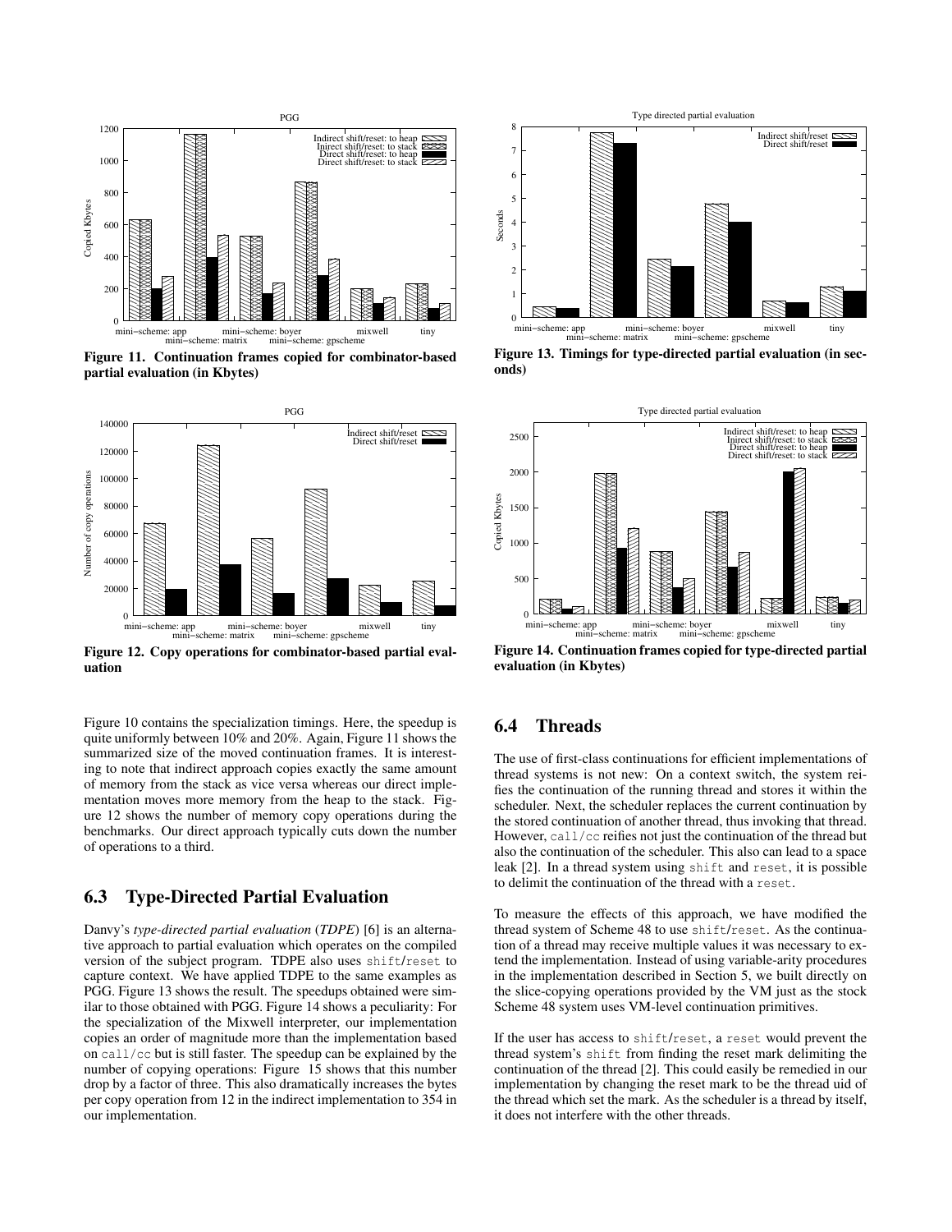Figure 11. Continuation frames copied for combinator-based partial evaluation (in Kbytes)

Figure 12. Copy operations for combinator-based partial evaluation

Figure 13. Timings for type-directed partial evaluation (in seconds)

Figure 14. Continuation frames copied for type-directed partial evaluation (in Kbytes)

Figure 10 contains the specialization timings. Here, the speedup is quite uniformly between 10% and 20%. Again, Figure 11 shows the summarized size of the moved continuation frames. It is interesting to note that indirect approach copies exactly the same amount of memory from the stack as vice versa whereas our direct implementation moves more memory from the heap to the stack. Figure 12 shows the number of memory copy operations during the benchmarks. Our direct approach typically cuts down the number of operations to a third.

## 6.3 Type-Directed Partial Evaluation

Danvy's *type-directed partial evaluation* (*TDPE*) [6] is an alternative approach to partial evaluation which operates on the compiled version of the subject program. TDPE also uses `shift`/`reset` to capture context. We have applied TDPE to the same examples as PGG. Figure 13 shows the result. The speedups obtained were similar to those obtained with PGG. Figure 14 shows a peculiarity: For the specialization of the Mixwell interpreter, our implementation copies an order of magnitude more than the implementation based on `call/cc` but is still faster. The speedup can be explained by the number of copying operations: Figure 15 shows that this number drop by a factor of three. This also dramatically increases the bytes per copy operation from 12 in the indirect implementation to 354 in our implementation.

## 6.4 Threads

The use of first-class continuations for efficient implementations of thread systems is not new: On a context switch, the system reifies the continuation of the running thread and stores it within the scheduler. Next, the scheduler replaces the current continuation by the stored continuation of another thread, thus invoking that thread. However, `call/cc` reifies not just the continuation of the thread but also the continuation of the scheduler. This also can lead to a space leak [2]. In a thread system using `shift` and `reset`, it is possible to delimit the continuation of the thread with a `reset`.

To measure the effects of this approach, we have modified the thread system of Scheme 48 to use `shift`/`reset`. As the continuation of a thread may receive multiple values it was necessary to extend the implementation. Instead of using variable-arity procedures in the implementation described in Section 5, we built directly on the slice-copying operations provided by the VM just as the stock Scheme 48 system uses VM-level continuation primitives.

If the user has access to `shift`/`reset`, a `reset` would prevent the thread system's `shift` from finding the reset mark delimiting the continuation of the thread [2]. This could easily be remedied in our implementation by changing the reset mark to be the thread uid of the thread which set the mark. As the scheduler is a thread by itself, it does not interfere with the other threads.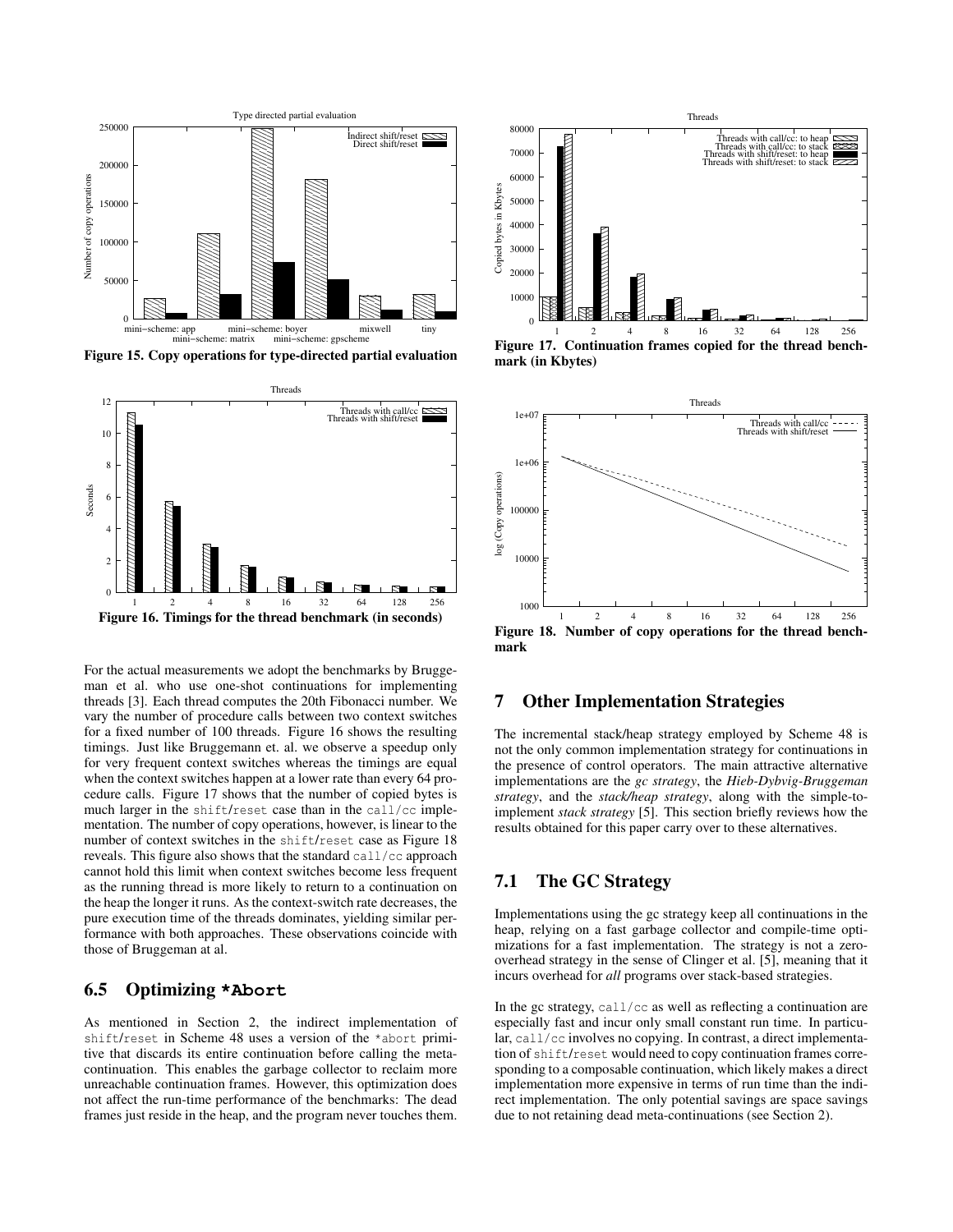Figure 15. Copy operations for type-directed partial evaluation

Figure 16. Timings for the thread benchmark (in seconds)

For the actual measurements we adopt the benchmarks by Bruggeman et al. who use one-shot continuations for implementing threads [3]. Each thread computes the 20th Fibonacci number. We vary the number of procedure calls between two context switches for a fixed number of 100 threads. Figure 16 shows the resulting timings. Just like Bruggemann et. al. we observe a speedup only for very frequent context switches whereas the timings are equal when the context switches happen at a lower rate than every 64 procedure calls. Figure 17 shows that the number of copied bytes is much larger in the `shift`/`reset` case than in the `call/cc` implementation. The number of copy operations, however, is linear to the number of context switches in the `shift`/`reset` case as Figure 18 reveals. This figure also shows that the standard `call/cc` approach cannot hold this limit when context switches become less frequent as the running thread is more likely to return to a continuation on the heap the longer it runs. As the context-switch rate decreases, the pure execution time of the threads dominates, yielding similar performance with both approaches. These observations coincide with those of Bruggeman at al.

## 6.5 Optimizing `*Abort`

As mentioned in Section 2, the indirect implementation of `shift`/`reset` in Scheme 48 uses a version of the `*abort` primitive that discards its entire continuation before calling the meta-continuation. This enables the garbage collector to reclaim more unreachable continuation frames. However, this optimization does not affect the run-time performance of the benchmarks: The dead frames just reside in the heap, and the program never touches them.

Figure 17. Continuation frames copied for the thread benchmark (in Kbytes)

Figure 18. Number of copy operations for the thread benchmark

# 7 Other Implementation Strategies

The incremental stack/heap strategy employed by Scheme 48 is not the only common implementation strategy for continuations in the presence of control operators. The main attractive alternative implementations are the *gc strategy*, the *Hieb-Dybvig-Bruggeman strategy*, and the *stack/heap strategy*, along with the simple-to-implement *stack strategy* [5]. This section briefly reviews how the results obtained for this paper carry over to these alternatives.

## 7.1 The GC Strategy

Implementations using the gc strategy keep all continuations in the heap, relying on a fast garbage collector and compile-time optimizations for a fast implementation. The strategy is not a zero-overhead strategy in the sense of Clinger et al. [5], meaning that it incurs overhead for *all* programs over stack-based strategies.

In the gc strategy, `call/cc` as well as reflecting a continuation are especially fast and incur only small constant run time. In particular, `call/cc` involves no copying. In contrast, a direct implementation of `shift`/`reset` would need to copy continuation frames corresponding to a composable continuation, which likely makes a direct implementation more expensive in terms of run time than the indirect implementation. The only potential savings are space savings due to not retaining dead meta-continuations (see Section 2).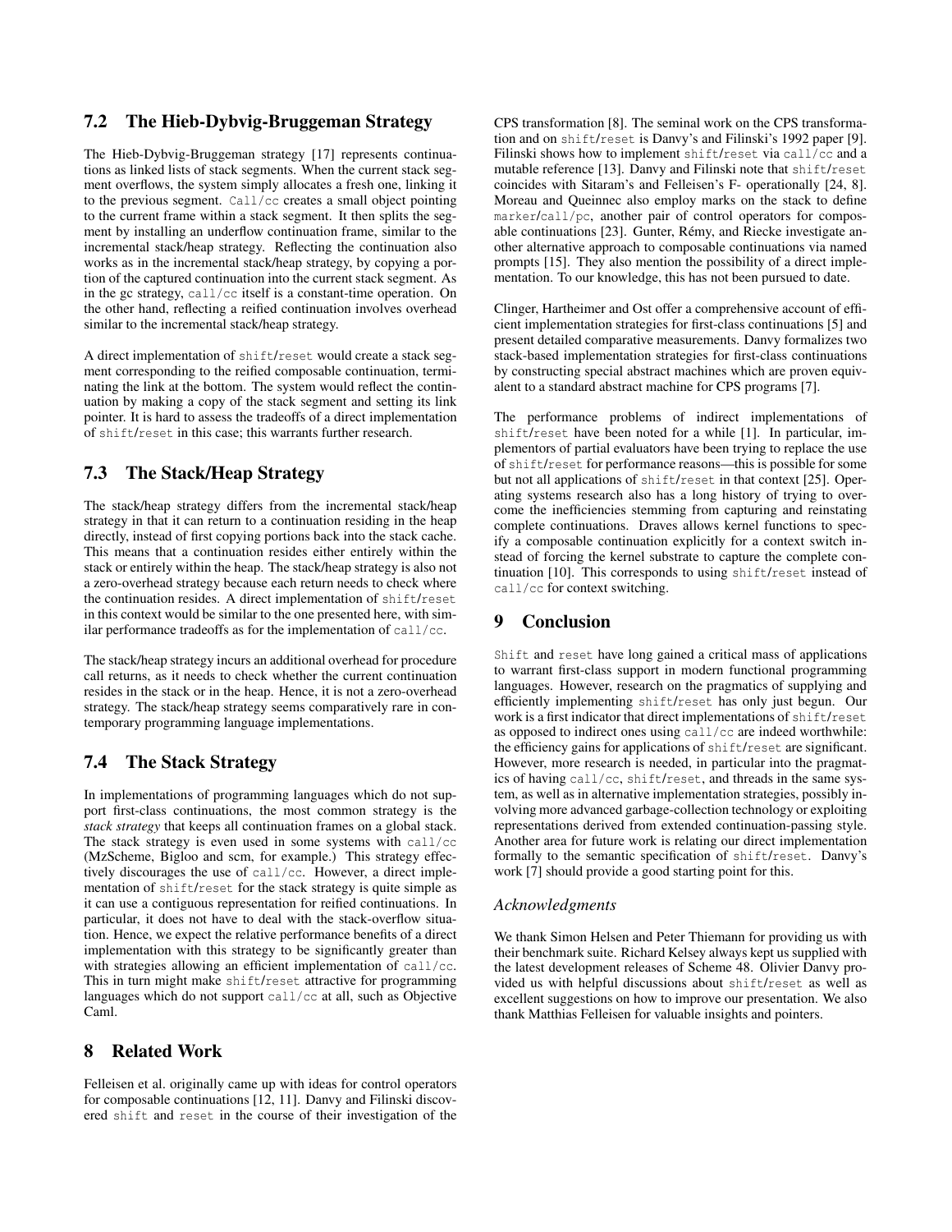## 7.2 The Hieb-Dybvig-Bruggeman Strategy

The Hieb-Dybvig-Bruggeman strategy [17] represents continuations as linked lists of stack segments. When the current stack segment overflows, the system simply allocates a fresh one, linking it to the previous segment. `Call/cc` creates a small object pointing to the current frame within a stack segment. It then splits the segment by installing an underflow continuation frame, similar to the incremental stack/heap strategy. Reflecting the continuation also works as in the incremental stack/heap strategy, by copying a portion of the captured continuation into the current stack segment. As in the gc strategy, `call/cc` itself is a constant-time operation. On the other hand, reflecting a reified continuation involves overhead similar to the incremental stack/heap strategy.

A direct implementation of `shift`/`reset` would create a stack segment corresponding to the reified composable continuation, terminating the link at the bottom. The system would reflect the continuation by making a copy of the stack segment and setting its link pointer. It is hard to assess the tradeoffs of a direct implementation of `shift`/`reset` in this case; this warrants further research.

## 7.3 The Stack/Heap Strategy

The stack/heap strategy differs from the incremental stack/heap strategy in that it can return to a continuation residing in the heap directly, instead of first copying portions back into the stack cache. This means that a continuation resides either entirely within the stack or entirely within the heap. The stack/heap strategy is also not a zero-overhead strategy because each return needs to check where the continuation resides. A direct implementation of `shift`/`reset` in this context would be similar to the one presented here, with similar performance tradeoffs as for the implementation of `call/cc`.

The stack/heap strategy incurs an additional overhead for procedure call returns, as it needs to check whether the current continuation resides in the stack or in the heap. Hence, it is not a zero-overhead strategy. The stack/heap strategy seems comparatively rare in contemporary programming language implementations.

## 7.4 The Stack Strategy

In implementations of programming languages which do not support first-class continuations, the most common strategy is the *stack strategy* that keeps all continuation frames on a global stack. The stack strategy is even used in some systems with `call/cc` (MzScheme, Bigloo and scm, for example.) This strategy effectively discourages the use of `call/cc`. However, a direct implementation of `shift`/`reset` for the stack strategy is quite simple as it can use a contiguous representation for reified continuations. In particular, it does not have to deal with the stack-overflow situation. Hence, we expect the relative performance benefits of a direct implementation with this strategy to be significantly greater than with strategies allowing an efficient implementation of `call/cc`. This in turn might make `shift`/`reset` attractive for programming languages which do not support `call/cc` at all, such as Objective Caml.

## 8 Related Work

Felleisen et al. originally came up with ideas for control operators for composable continuations [12, 11]. Danvy and Filinski discovered `shift` and `reset` in the course of their investigation of the CPS transformation [8]. The seminal work on the CPS transformation and on `shift`/`reset` is Danvy's and Filinski's 1992 paper [9]. Filinski shows how to implement `shift`/`reset` via `call/cc` and a mutable reference [13]. Danvy and Filinski note that `shift`/`reset` coincides with Sitaram's and Felleisen's F- operationally [24, 8]. Moreau and Queinnec also employ marks on the stack to define `marker`/`call/pc`, another pair of control operators for composable continuations [23]. Gunter, Rémy, and Riecke investigate another alternative approach to composable continuations via named prompts [15]. They also mention the possibility of a direct implementation. To our knowledge, this has not been pursued to date.

Clinger, Hartheimer and Ost offer a comprehensive account of efficient implementation strategies for first-class continuations [5] and present detailed comparative measurements. Danvy formalizes two stack-based implementation strategies for first-class continuations by constructing special abstract machines which are proven equivalent to a standard abstract machine for CPS programs [7].

The performance problems of indirect implementations of `shift`/`reset` have been noted for a while [1]. In particular, implementors of partial evaluators have been trying to replace the use of `shift`/`reset` for performance reasons—this is possible for some but not all applications of `shift`/`reset` in that context [25]. Operating systems research also has a long history of trying to overcome the inefficiencies stemming from capturing and reinstating complete continuations. Draves allows kernel functions to specify a composable continuation explicitly for a context switch instead of forcing the kernel substrate to capture the complete continuation [10]. This corresponds to using `shift`/`reset` instead of `call/cc` for context switching.

## 9 Conclusion

`Shift` and `reset` have long gained a critical mass of applications to warrant first-class support in modern functional programming languages. However, research on the pragmatics of supplying and efficiently implementing `shift`/`reset` has only just begun. Our work is a first indicator that direct implementations of `shift`/`reset` as opposed to indirect ones using `call/cc` are indeed worthwhile: the efficiency gains for applications of `shift`/`reset` are significant. However, more research is needed, in particular into the pragmatics of having `call/cc`, `shift`/`reset`, and threads in the same system, as well as in alternative implementation strategies, possibly involving more advanced garbage-collection technology or exploiting representations derived from extended continuation-passing style. Another area for future work is relating our direct implementation formally to the semantic specification of `shift`/`reset`. Danvy's work [7] should provide a good starting point for this.

### *Acknowledgments*

We thank Simon Helsen and Peter Thiemann for providing us with their benchmark suite. Richard Kelsey always kept us supplied with the latest development releases of Scheme 48. Olivier Danvy provided us with helpful discussions about `shift`/`reset` as well as excellent suggestions on how to improve our presentation. We also thank Matthias Felleisen for valuable insights and pointers.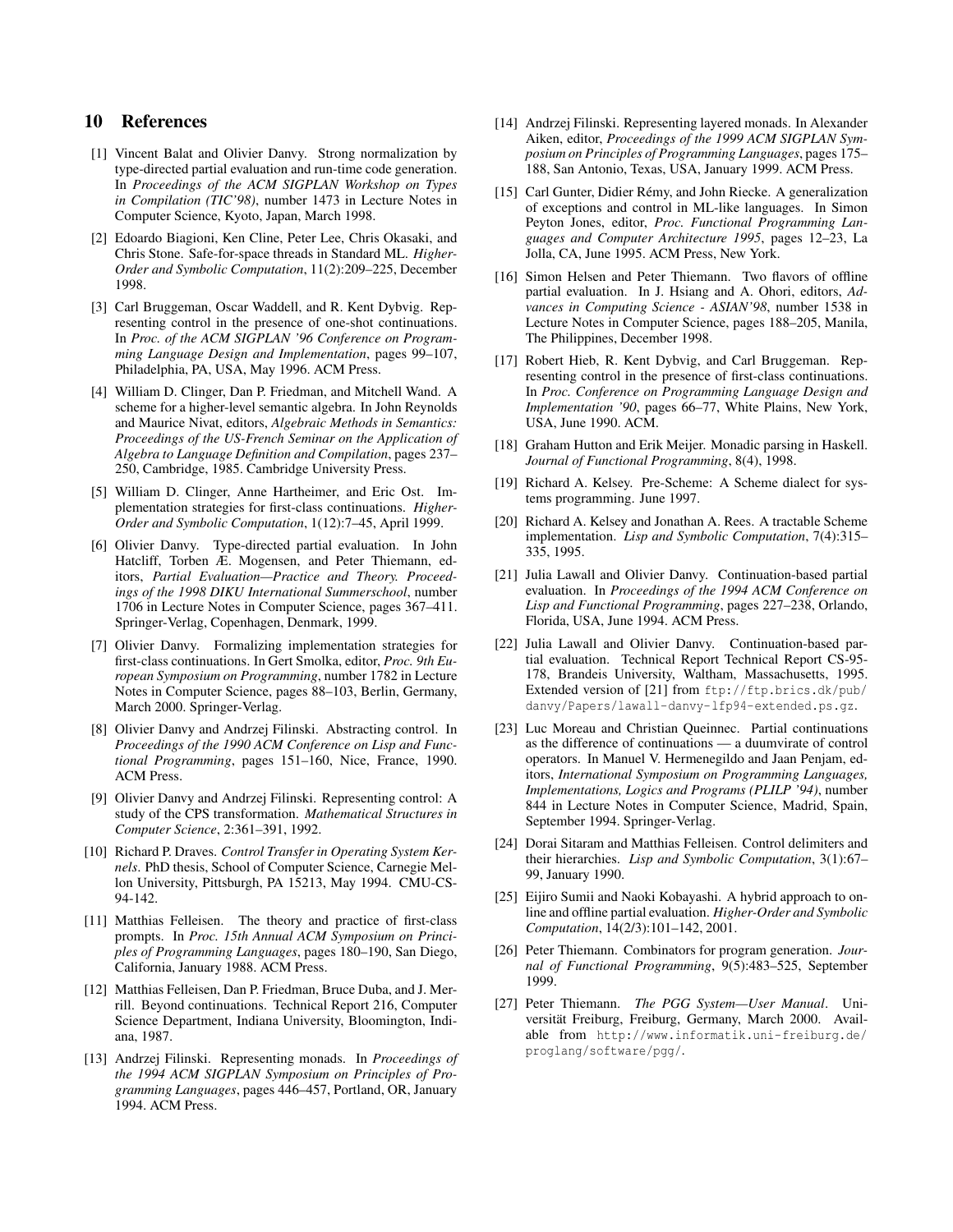## 10 References

[1] Vincent Balat and Olivier Danvy. Strong normalization by type-directed partial evaluation and run-time code generation. In *Proceedings of the ACM SIGPLAN Workshop on Types in Compilation (TIC'98)*, number 1473 in Lecture Notes in Computer Science, Kyoto, Japan, March 1998.

[2] Edoardo Biagioni, Ken Cline, Peter Lee, Chris Okasaki, and Chris Stone. Safe-for-space threads in Standard ML. *Higher-Order and Symbolic Computation*, 11(2):209–225, December 1998.

[3] Carl Bruggeman, Oscar Waddell, and R. Kent Dybvig. Representing control in the presence of one-shot continuations. In *Proc. of the ACM SIGPLAN '96 Conference on Programming Language Design and Implementation*, pages 99–107, Philadelphia, PA, USA, May 1996. ACM Press.

[4] William D. Clinger, Dan P. Friedman, and Mitchell Wand. A scheme for a higher-level semantic algebra. In John Reynolds and Maurice Nivat, editors, *Algebraic Methods in Semantics: Proceedings of the US-French Seminar on the Application of Algebra to Language Definition and Compilation*, pages 237–250, Cambridge, 1985. Cambridge University Press.

[5] William D. Clinger, Anne Hartheimer, and Eric Ost. Implementation strategies for first-class continuations. *Higher-Order and Symbolic Computation*, 1(12):7–45, April 1999.

[6] Olivier Danvy. Type-directed partial evaluation. In John Hatcliff, Torben Æ. Mogensen, and Peter Thiemann, editors, *Partial Evaluation—Practice and Theory. Proceedings of the 1998 DIKU International Summerschool*, number 1706 in Lecture Notes in Computer Science, pages 367–411. Springer-Verlag, Copenhagen, Denmark, 1999.

[7] Olivier Danvy. Formalizing implementation strategies for first-class continuations. In Gert Smolka, editor, *Proc. 9th European Symposium on Programming*, number 1782 in Lecture Notes in Computer Science, pages 88–103, Berlin, Germany, March 2000. Springer-Verlag.

[8] Olivier Danvy and Andrzej Filinski. Abstracting control. In *Proceedings of the 1990 ACM Conference on Lisp and Functional Programming*, pages 151–160, Nice, France, 1990. ACM Press.

[9] Olivier Danvy and Andrzej Filinski. Representing control: A study of the CPS transformation. *Mathematical Structures in Computer Science*, 2:361–391, 1992.

[10] Richard P. Draves. *Control Transfer in Operating System Kernels*. PhD thesis, School of Computer Science, Carnegie Mellon University, Pittsburgh, PA 15213, May 1994. CMU-CS-94-142.

[11] Matthias Felleisen. The theory and practice of first-class prompts. In *Proc. 15th Annual ACM Symposium on Principles of Programming Languages*, pages 180–190, San Diego, California, January 1988. ACM Press.

[12] Matthias Felleisen, Dan P. Friedman, Bruce Duba, and J. Merrill. Beyond continuations. Technical Report 216, Computer Science Department, Indiana University, Bloomington, Indiana, 1987.

[13] Andrzej Filinski. Representing monads. In *Proceedings of the 1994 ACM SIGPLAN Symposium on Principles of Programming Languages*, pages 446–457, Portland, OR, January 1994. ACM Press.

[14] Andrzej Filinski. Representing layered monads. In Alexander Aiken, editor, *Proceedings of the 1999 ACM SIGPLAN Symposium on Principles of Programming Languages*, pages 175–188, San Antonio, Texas, USA, January 1999. ACM Press.

[15] Carl Gunter, Didier Rémy, and John Riecke. A generalization of exceptions and control in ML-like languages. In Simon Peyton Jones, editor, *Proc. Functional Programming Languages and Computer Architecture 1995*, pages 12–23, La Jolla, CA, June 1995. ACM Press, New York.

[16] Simon Helsen and Peter Thiemann. Two flavors of offline partial evaluation. In J. Hsiang and A. Ohori, editors, *Advances in Computing Science - ASIAN'98*, number 1538 in Lecture Notes in Computer Science, pages 188–205, Manila, The Philippines, December 1998.

[17] Robert Hieb, R. Kent Dybvig, and Carl Bruggeman. Representing control in the presence of first-class continuations. In *Proc. Conference on Programming Language Design and Implementation '90*, pages 66–77, White Plains, New York, USA, June 1990. ACM.

[18] Graham Hutton and Erik Meijer. Monadic parsing in Haskell. *Journal of Functional Programming*, 8(4), 1998.

[19] Richard A. Kelsey. Pre-Scheme: A Scheme dialect for systems programming. June 1997.

[20] Richard A. Kelsey and Jonathan A. Rees. A tractable Scheme implementation. *Lisp and Symbolic Computation*, 7(4):315–335, 1995.

[21] Julia Lawall and Olivier Danvy. Continuation-based partial evaluation. In *Proceedings of the 1994 ACM Conference on Lisp and Functional Programming*, pages 227–238, Orlando, Florida, USA, June 1994. ACM Press.

[22] Julia Lawall and Olivier Danvy. Continuation-based partial evaluation. Technical Report Technical Report CS-95-178, Brandeis University, Waltham, Massachusetts, 1995. Extended version of [21] from `ftp://ftp.brics.dk/pub/danvy/Papers/lawall-danvy-lfp94-extended.ps.gz`.

[23] Luc Moreau and Christian Queinnec. Partial continuations as the difference of continuations — a duumvirate of control operators. In Manuel V. Hermenegildo and Jaan Penjam, editors, *International Symposium on Programming Languages, Implementations, Logics and Programs (PLILP '94)*, number 844 in Lecture Notes in Computer Science, Madrid, Spain, September 1994. Springer-Verlag.

[24] Dorai Sitaram and Matthias Felleisen. Control delimiters and their hierarchies. *Lisp and Symbolic Computation*, 3(1):67–99, January 1990.

[25] Eijiro Sumii and Naoki Kobayashi. A hybrid approach to online and offline partial evaluation. *Higher-Order and Symbolic Computation*, 14(2/3):101–142, 2001.

[26] Peter Thiemann. Combinators for program generation. *Journal of Functional Programming*, 9(5):483–525, September 1999.

[27] Peter Thiemann. *The PGG System—User Manual*. Universität Freiburg, Freiburg, Germany, March 2000. Available from `http://www.informatik.uni-freiburg.de/proglang/software/pgg/`.